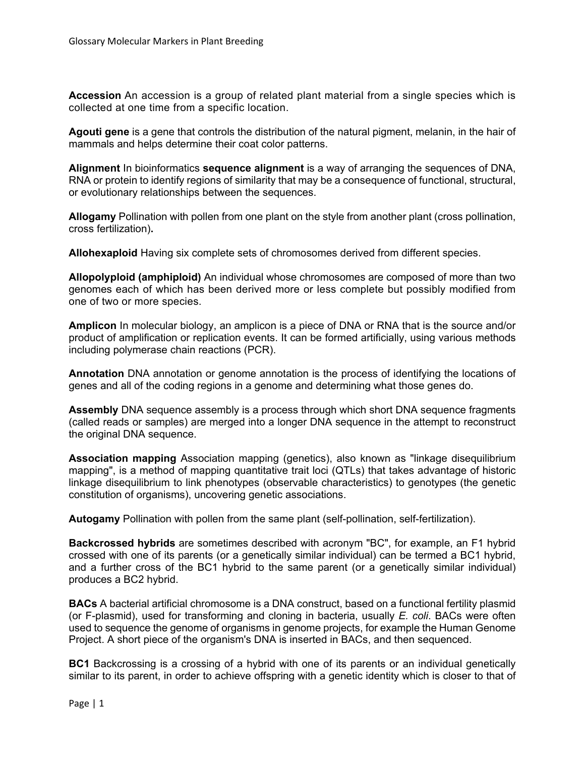**Accession** An accession is a group of related plant material from a single species which is collected at one time from a specific location.

**Agouti gene** is a gene that controls the distribution of the natural pigment, melanin, in the hair of mammals and helps determine their coat color patterns.

**Alignment** In bioinformatics **sequence alignment** is a way of arranging the sequences of DNA, RNA or protein to identify regions of similarity that may be a consequence of functional, structural, or evolutionary relationships between the sequences.

**Allogamy** Pollination with pollen from one plant on the style from another plant (cross pollination, cross fertilization)**.**

**Allohexaploid** Having six complete sets of chromosomes derived from different species.

**Allopolyploid (amphiploid)** An individual whose chromosomes are composed of more than two genomes each of which has been derived more or less complete but possibly modified from one of two or more species.

**Amplicon** In molecular biology, an amplicon is a piece of DNA or RNA that is the source and/or product of amplification or replication events. It can be formed artificially, using various methods including polymerase chain reactions (PCR).

**Annotation** DNA annotation or genome annotation is the process of identifying the locations of genes and all of the coding regions in a genome and determining what those genes do.

**Assembly** DNA sequence assembly is a process through which short DNA sequence fragments (called reads or samples) are merged into a longer DNA sequence in the attempt to reconstruct the original DNA sequence.

**Association mapping** Association mapping (genetics), also known as "linkage disequilibrium mapping", is a method of mapping quantitative trait loci (QTLs) that takes advantage of historic linkage disequilibrium to link phenotypes (observable characteristics) to genotypes (the genetic constitution of organisms), uncovering genetic associations.

**Autogamy** Pollination with pollen from the same plant (self-pollination, self-fertilization).

**Backcrossed hybrids** are sometimes described with acronym "BC", for example, an F1 hybrid crossed with one of its parents (or a genetically similar individual) can be termed a BC1 hybrid, and a further cross of the BC1 hybrid to the same parent (or a genetically similar individual) produces a BC2 hybrid.

**BACs** A bacterial artificial chromosome is a DNA construct, based on a functional fertility plasmid (or F-plasmid), used for transforming and cloning in bacteria, usually *E. coli*. BACs were often used to sequence the genome of organisms in genome projects, for example the Human Genome Project. A short piece of the organism's DNA is inserted in BACs, and then sequenced.

**BC1** Backcrossing is a crossing of a hybrid with one of its parents or an individual genetically similar to its parent, in order to achieve offspring with a genetic identity which is closer to that of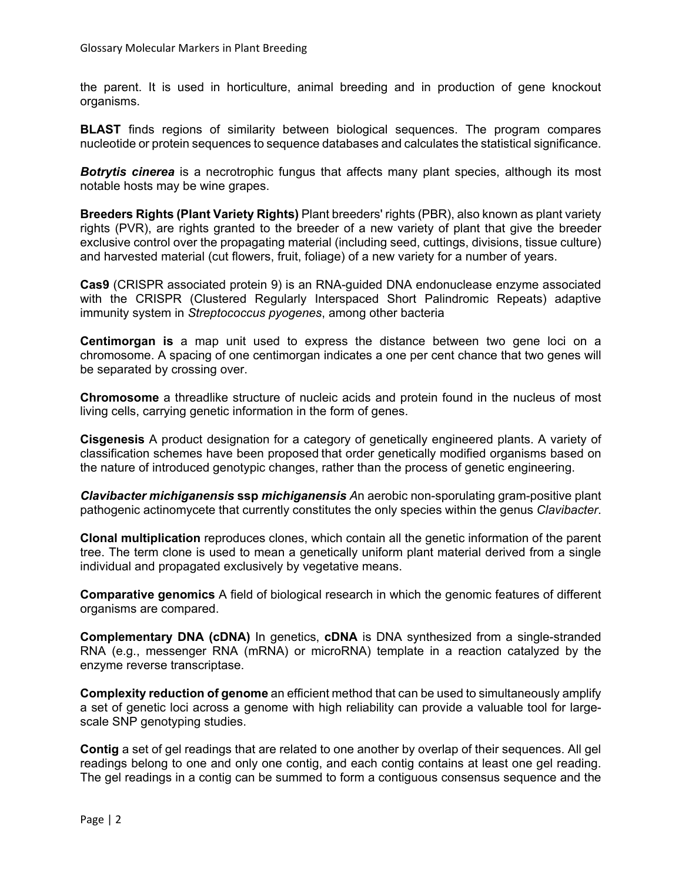the parent. It is used in horticulture, animal breeding and in production of gene knockout organisms.

**BLAST** finds regions of similarity between biological sequences. The program compares nucleotide or protein sequences to sequence databases and calculates the statistical significance.

***Botrytis cinerea*** is a necrotrophic fungus that affects many plant species, although its most notable hosts may be wine grapes.

**Breeders Rights (Plant Variety Rights)** Plant breeders' rights (PBR), also known as plant variety rights (PVR), are rights granted to the breeder of a new variety of plant that give the breeder exclusive control over the propagating material (including seed, cuttings, divisions, tissue culture) and harvested material (cut flowers, fruit, foliage) of a new variety for a number of years.

**Cas9** (CRISPR associated protein 9) is an RNA-guided DNA endonuclease enzyme associated with the CRISPR (Clustered Regularly Interspaced Short Palindromic Repeats) adaptive immunity system in *Streptococcus pyogenes*, among other bacteria

**Centimorgan is** a map unit used to express the distance between two gene loci on a chromosome. A spacing of one centimorgan indicates a one per cent chance that two genes will be separated by crossing over.

**Chromosome** a threadlike structure of nucleic acids and protein found in the nucleus of most living cells, carrying genetic information in the form of genes.

**Cisgenesis** A product designation for a category of genetically engineered plants. A variety of classification schemes have been proposed that order genetically modified organisms based on the nature of introduced genotypic changes, rather than the process of genetic engineering.

***Clavibacter michiganensis* ssp *michiganensis*** *A*n aerobic non-sporulating gram-positive plant pathogenic actinomycete that currently constitutes the only species within the genus *Clavibacter*.

**Clonal multiplication** reproduces clones, which contain all the genetic information of the parent tree. The term clone is used to mean a genetically uniform plant material derived from a single individual and propagated exclusively by vegetative means.

**Comparative genomics** A field of biological research in which the genomic features of different organisms are compared.

**Complementary DNA (cDNA)** In genetics, **cDNA** is DNA synthesized from a single-stranded RNA (e.g., messenger RNA (mRNA) or microRNA) template in a reaction catalyzed by the enzyme reverse transcriptase.

**Complexity reduction of genome** an efficient method that can be used to simultaneously amplify a set of genetic loci across a genome with high reliability can provide a valuable tool for large-scale SNP genotyping studies.

**Contig** a set of gel readings that are related to one another by overlap of their sequences. All gel readings belong to one and only one contig, and each contig contains at least one gel reading. The gel readings in a contig can be summed to form a contiguous consensus sequence and the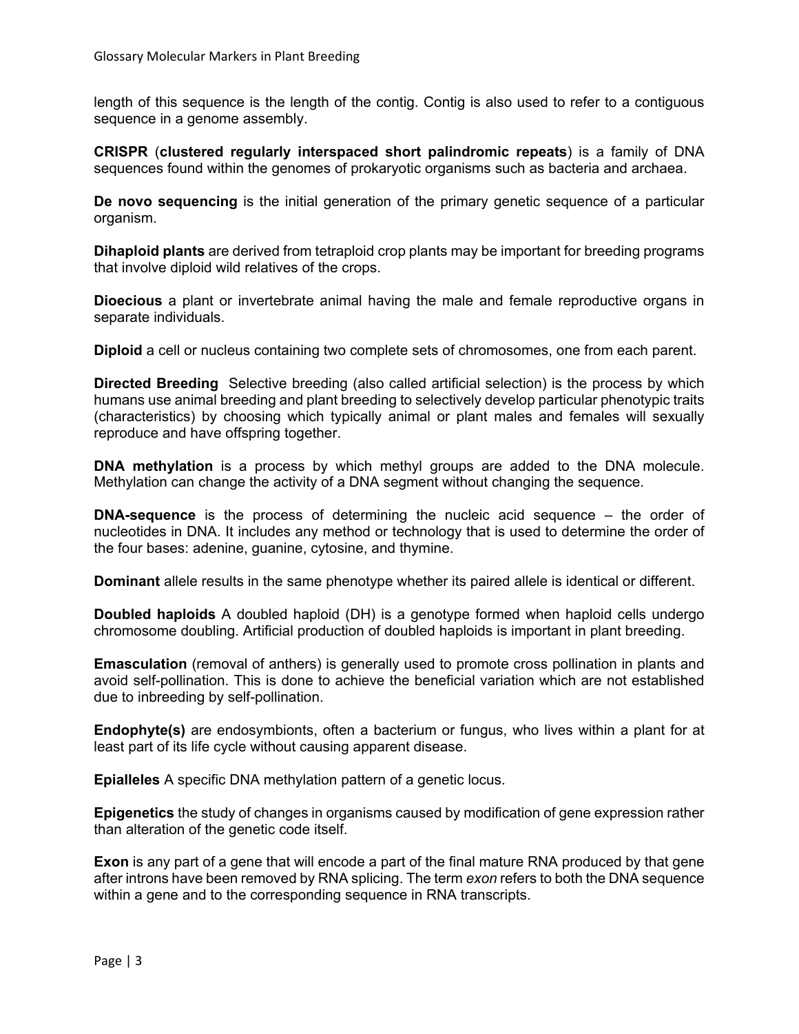length of this sequence is the length of the contig. Contig is also used to refer to a contiguous sequence in a genome assembly.

**CRISPR** (**clustered regularly interspaced short palindromic repeats**) is a family of DNA sequences found within the genomes of prokaryotic organisms such as bacteria and archaea.

**De novo sequencing** is the initial generation of the primary genetic sequence of a particular organism.

**Dihaploid plants** are derived from tetraploid crop plants may be important for breeding programs that involve diploid wild relatives of the crops.

**Dioecious** a plant or invertebrate animal having the male and female reproductive organs in separate individuals.

**Diploid** a cell or nucleus containing two complete sets of chromosomes, one from each parent.

**Directed Breeding** Selective breeding (also called artificial selection) is the process by which humans use animal breeding and plant breeding to selectively develop particular phenotypic traits (characteristics) by choosing which typically animal or plant males and females will sexually reproduce and have offspring together.

**DNA methylation** is a process by which methyl groups are added to the DNA molecule. Methylation can change the activity of a DNA segment without changing the sequence.

**DNA-sequence** is the process of determining the nucleic acid sequence – the order of nucleotides in DNA. It includes any method or technology that is used to determine the order of the four bases: adenine, guanine, cytosine, and thymine.

**Dominant** allele results in the same phenotype whether its paired allele is identical or different.

**Doubled haploids** A doubled haploid (DH) is a genotype formed when haploid cells undergo chromosome doubling. Artificial production of doubled haploids is important in plant breeding.

**Emasculation** (removal of anthers) is generally used to promote cross pollination in plants and avoid self-pollination. This is done to achieve the beneficial variation which are not established due to inbreeding by self-pollination.

**Endophyte(s)** are endosymbionts, often a bacterium or fungus, who lives within a plant for at least part of its life cycle without causing apparent disease.

**Epialleles** A specific DNA methylation pattern of a genetic locus.

**Epigenetics** the study of changes in organisms caused by modification of gene expression rather than alteration of the genetic code itself.

**Exon** is any part of a gene that will encode a part of the final mature RNA produced by that gene after introns have been removed by RNA splicing. The term *exon* refers to both the DNA sequence within a gene and to the corresponding sequence in RNA transcripts.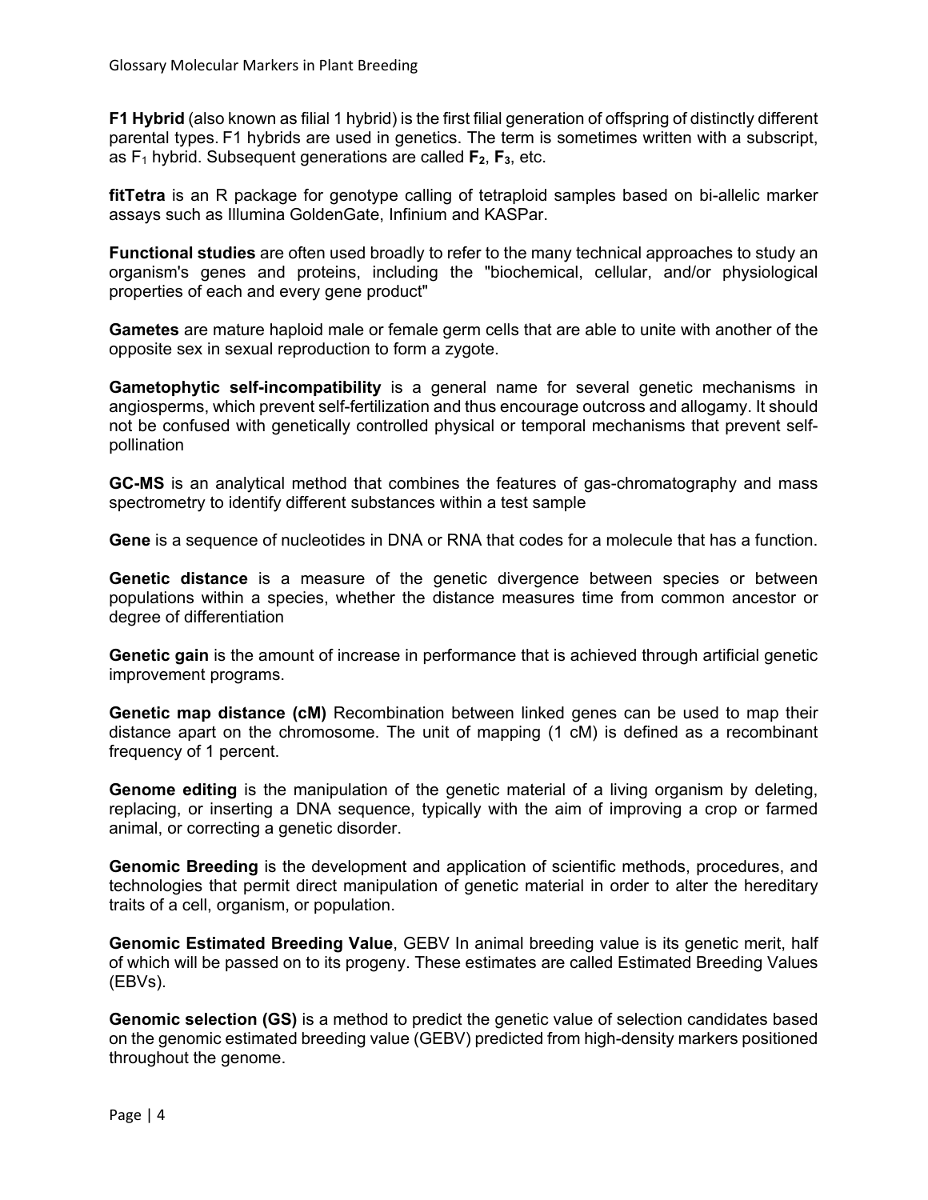**F1 Hybrid** (also known as filial 1 hybrid) is the first filial generation of offspring of distinctly different parental types. F1 hybrids are used in genetics. The term is sometimes written with a subscript, as $F_1$ hybrid. Subsequent generations are called **$F_2$**, **$F_3$**, etc.

**fitTetra** is an R package for genotype calling of tetraploid samples based on bi-allelic marker assays such as Illumina GoldenGate, Infinium and KASPar.

**Functional studies** are often used broadly to refer to the many technical approaches to study an organism's genes and proteins, including the "biochemical, cellular, and/or physiological properties of each and every gene product"

**Gametes** are mature haploid male or female germ cells that are able to unite with another of the opposite sex in sexual reproduction to form a zygote.

**Gametophytic self-incompatibility** is a general name for several genetic mechanisms in angiosperms, which prevent self-fertilization and thus encourage outcross and allogamy. It should not be confused with genetically controlled physical or temporal mechanisms that prevent self-pollination

**GC-MS** is an analytical method that combines the features of gas-chromatography and mass spectrometry to identify different substances within a test sample

**Gene** is a sequence of nucleotides in DNA or RNA that codes for a molecule that has a function.

**Genetic distance** is a measure of the genetic divergence between species or between populations within a species, whether the distance measures time from common ancestor or degree of differentiation

**Genetic gain** is the amount of increase in performance that is achieved through artificial genetic improvement programs.

**Genetic map distance (cM)** Recombination between linked genes can be used to map their distance apart on the chromosome. The unit of mapping (1 cM) is defined as a recombinant frequency of 1 percent.

**Genome editing** is the manipulation of the genetic material of a living organism by deleting, replacing, or inserting a DNA sequence, typically with the aim of improving a crop or farmed animal, or correcting a genetic disorder.

**Genomic Breeding** is the development and application of scientific methods, procedures, and technologies that permit direct manipulation of genetic material in order to alter the hereditary traits of a cell, organism, or population.

**Genomic Estimated Breeding Value**, GEBV In animal breeding value is its genetic merit, half of which will be passed on to its progeny. These estimates are called Estimated Breeding Values (EBVs).

**Genomic selection (GS)** is a method to predict the genetic value of selection candidates based on the genomic estimated breeding value (GEBV) predicted from high-density markers positioned throughout the genome.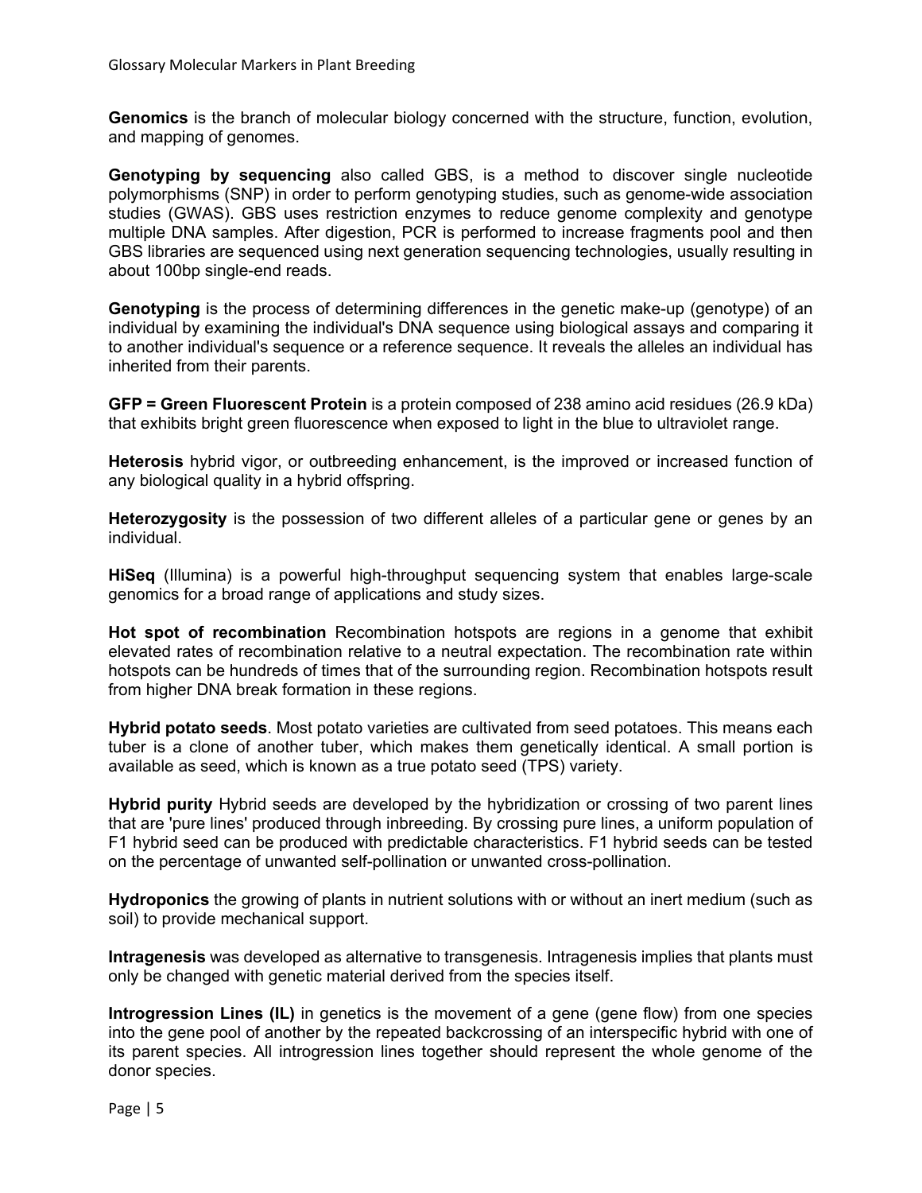**Genomics** is the branch of molecular biology concerned with the structure, function, evolution, and mapping of genomes.

**Genotyping by sequencing** also called GBS, is a method to discover single nucleotide polymorphisms (SNP) in order to perform genotyping studies, such as genome-wide association studies (GWAS). GBS uses restriction enzymes to reduce genome complexity and genotype multiple DNA samples. After digestion, PCR is performed to increase fragments pool and then GBS libraries are sequenced using next generation sequencing technologies, usually resulting in about 100bp single-end reads.

**Genotyping** is the process of determining differences in the genetic make-up (genotype) of an individual by examining the individual's DNA sequence using biological assays and comparing it to another individual's sequence or a reference sequence. It reveals the alleles an individual has inherited from their parents.

**GFP = Green Fluorescent Protein** is a protein composed of 238 amino acid residues (26.9 kDa) that exhibits bright green fluorescence when exposed to light in the blue to ultraviolet range.

**Heterosis** hybrid vigor, or outbreeding enhancement, is the improved or increased function of any biological quality in a hybrid offspring.

**Heterozygosity** is the possession of two different alleles of a particular gene or genes by an individual.

**HiSeq** (Illumina) is a powerful high-throughput sequencing system that enables large-scale genomics for a broad range of applications and study sizes.

**Hot spot of recombination** Recombination hotspots are regions in a genome that exhibit elevated rates of recombination relative to a neutral expectation. The recombination rate within hotspots can be hundreds of times that of the surrounding region. Recombination hotspots result from higher DNA break formation in these regions.

**Hybrid potato seeds**. Most potato varieties are cultivated from seed potatoes. This means each tuber is a clone of another tuber, which makes them genetically identical. A small portion is available as seed, which is known as a true potato seed (TPS) variety.

**Hybrid purity** Hybrid seeds are developed by the hybridization or crossing of two parent lines that are 'pure lines' produced through inbreeding. By crossing pure lines, a uniform population of F1 hybrid seed can be produced with predictable characteristics. F1 hybrid seeds can be tested on the percentage of unwanted self-pollination or unwanted cross-pollination.

**Hydroponics** the growing of plants in nutrient solutions with or without an inert medium (such as soil) to provide mechanical support.

**Intragenesis** was developed as alternative to transgenesis. Intragenesis implies that plants must only be changed with genetic material derived from the species itself.

**Introgression Lines (IL)** in genetics is the movement of a gene (gene flow) from one species into the gene pool of another by the repeated backcrossing of an interspecific hybrid with one of its parent species. All introgression lines together should represent the whole genome of the donor species.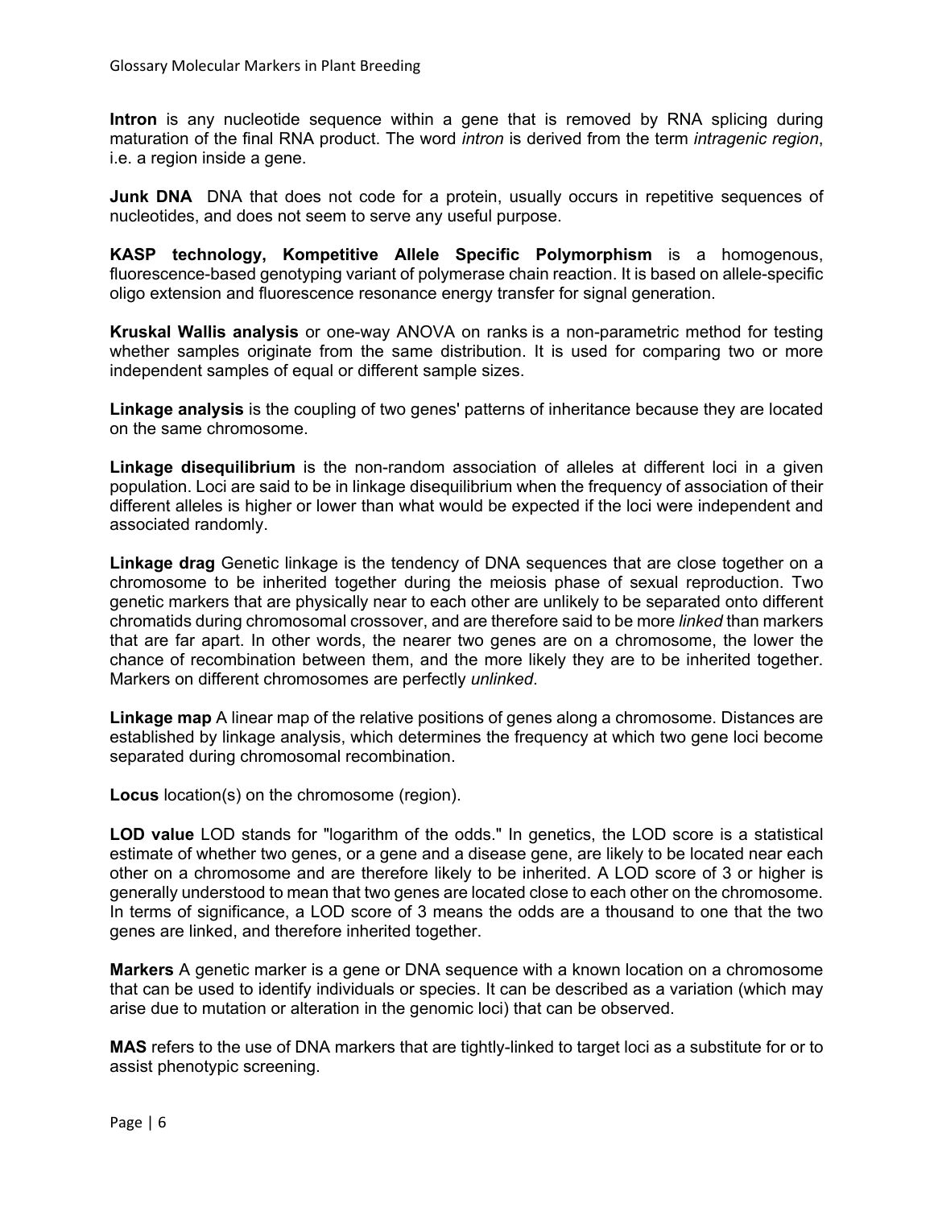**Intron** is any nucleotide sequence within a gene that is removed by RNA splicing during maturation of the final RNA product. The word *intron* is derived from the term *intragenic region*, i.e. a region inside a gene.

**Junk DNA** DNA that does not code for a protein, usually occurs in repetitive sequences of nucleotides, and does not seem to serve any useful purpose.

**KASP technology, Kompetitive Allele Specific Polymorphism** is a homogenous, fluorescence-based genotyping variant of polymerase chain reaction. It is based on allele-specific oligo extension and fluorescence resonance energy transfer for signal generation.

**Kruskal Wallis analysis** or one-way ANOVA on ranks is a non-parametric method for testing whether samples originate from the same distribution. It is used for comparing two or more independent samples of equal or different sample sizes.

**Linkage analysis** is the coupling of two genes' patterns of inheritance because they are located on the same chromosome.

**Linkage disequilibrium** is the non-random association of alleles at different loci in a given population. Loci are said to be in linkage disequilibrium when the frequency of association of their different alleles is higher or lower than what would be expected if the loci were independent and associated randomly.

**Linkage drag** Genetic linkage is the tendency of DNA sequences that are close together on a chromosome to be inherited together during the meiosis phase of sexual reproduction. Two genetic markers that are physically near to each other are unlikely to be separated onto different chromatids during chromosomal crossover, and are therefore said to be more *linked* than markers that are far apart. In other words, the nearer two genes are on a chromosome, the lower the chance of recombination between them, and the more likely they are to be inherited together. Markers on different chromosomes are perfectly *unlinked*.

**Linkage map** A linear map of the relative positions of genes along a chromosome. Distances are established by linkage analysis, which determines the frequency at which two gene loci become separated during chromosomal recombination.

**Locus** location(s) on the chromosome (region).

**LOD value** LOD stands for "logarithm of the odds." In genetics, the LOD score is a statistical estimate of whether two genes, or a gene and a disease gene, are likely to be located near each other on a chromosome and are therefore likely to be inherited. A LOD score of 3 or higher is generally understood to mean that two genes are located close to each other on the chromosome. In terms of significance, a LOD score of 3 means the odds are a thousand to one that the two genes are linked, and therefore inherited together.

**Markers** A genetic marker is a gene or DNA sequence with a known location on a chromosome that can be used to identify individuals or species. It can be described as a variation (which may arise due to mutation or alteration in the genomic loci) that can be observed.

**MAS** refers to the use of DNA markers that are tightly-linked to target loci as a substitute for or to assist phenotypic screening.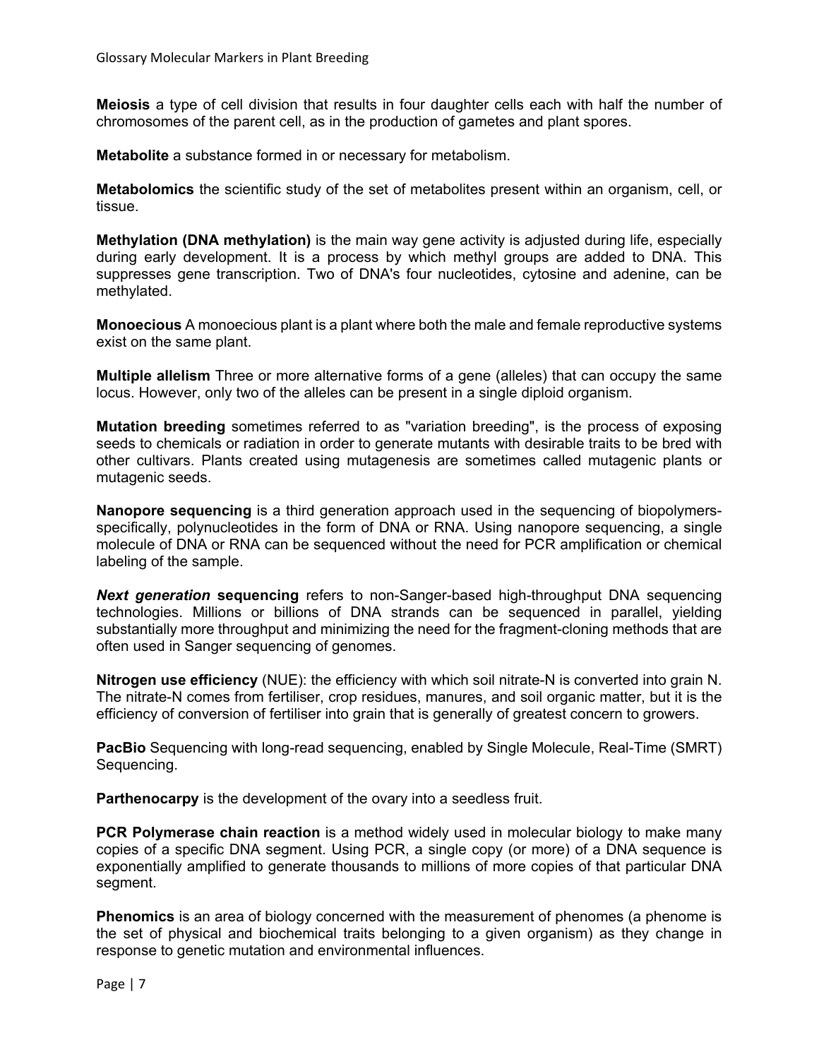**Meiosis** a type of cell division that results in four daughter cells each with half the number of chromosomes of the parent cell, as in the production of gametes and plant spores.

**Metabolite** a substance formed in or necessary for metabolism.

**Metabolomics** the scientific study of the set of metabolites present within an organism, cell, or tissue.

**Methylation (DNA methylation)** is the main way gene activity is adjusted during life, especially during early development. It is a process by which methyl groups are added to DNA. This suppresses gene transcription. Two of DNA's four nucleotides, cytosine and adenine, can be methylated.

**Monoecious** A monoecious plant is a plant where both the male and female reproductive systems exist on the same plant.

**Multiple allelism** Three or more alternative forms of a gene (alleles) that can occupy the same locus. However, only two of the alleles can be present in a single diploid organism.

**Mutation breeding** sometimes referred to as "variation breeding", is the process of exposing seeds to chemicals or radiation in order to generate mutants with desirable traits to be bred with other cultivars. Plants created using mutagenesis are sometimes called mutagenic plants or mutagenic seeds.

**Nanopore sequencing** is a third generation approach used in the sequencing of biopolymers-specifically, polynucleotides in the form of DNA or RNA. Using nanopore sequencing, a single molecule of DNA or RNA can be sequenced without the need for PCR amplification or chemical labeling of the sample.

***Next generation* sequencing** refers to non-Sanger-based high-throughput DNA sequencing technologies. Millions or billions of DNA strands can be sequenced in parallel, yielding substantially more throughput and minimizing the need for the fragment-cloning methods that are often used in Sanger sequencing of genomes.

**Nitrogen use efficiency** (NUE): the efficiency with which soil nitrate-N is converted into grain N. The nitrate-N comes from fertiliser, crop residues, manures, and soil organic matter, but it is the efficiency of conversion of fertiliser into grain that is generally of greatest concern to growers.

**PacBio** Sequencing with long-read sequencing, enabled by Single Molecule, Real-Time (SMRT) Sequencing.

**Parthenocarpy** is the development of the ovary into a seedless fruit.

**PCR Polymerase chain reaction** is a method widely used in molecular biology to make many copies of a specific DNA segment. Using PCR, a single copy (or more) of a DNA sequence is exponentially amplified to generate thousands to millions of more copies of that particular DNA segment.

**Phenomics** is an area of biology concerned with the measurement of phenomes (a phenome is the set of physical and biochemical traits belonging to a given organism) as they change in response to genetic mutation and environmental influences.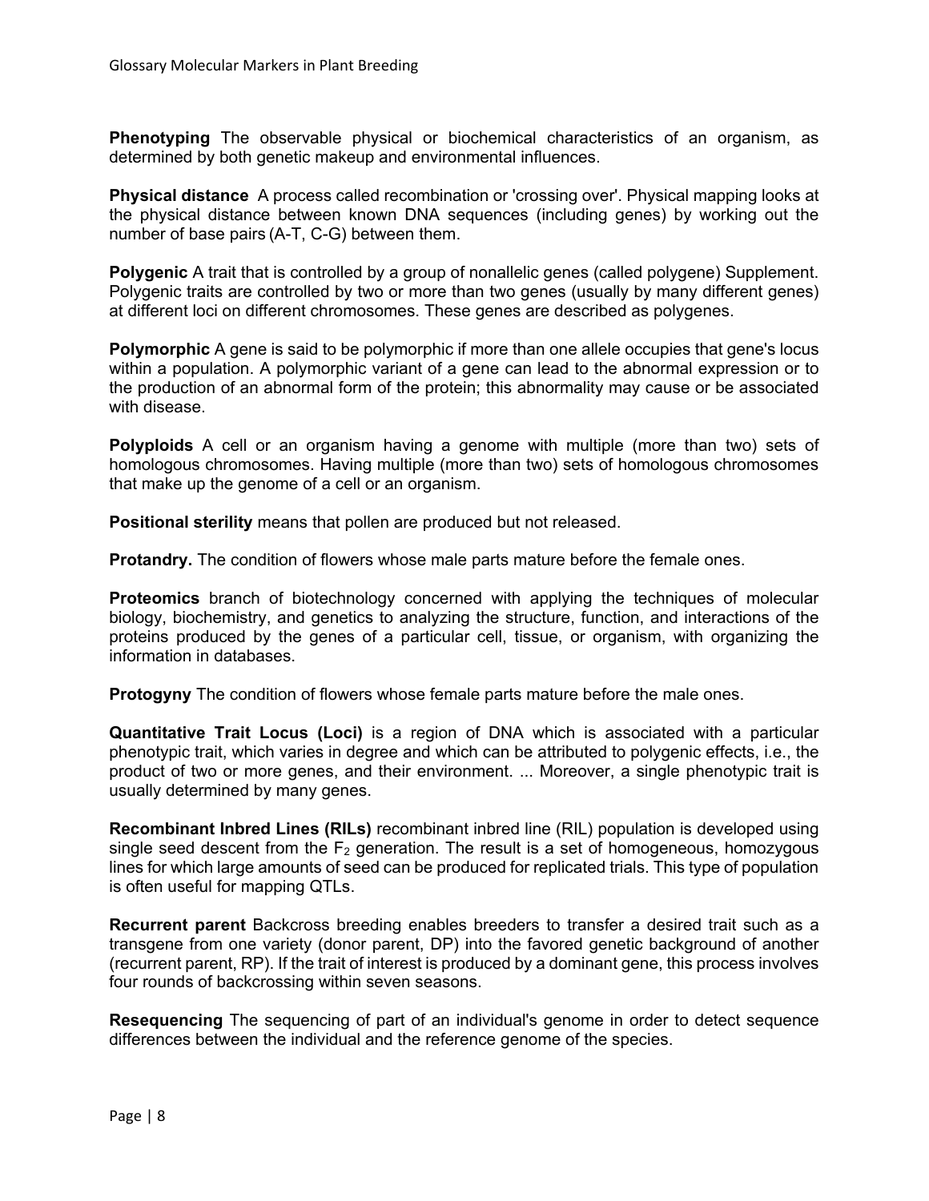**Phenotyping** The observable physical or biochemical characteristics of an organism, as determined by both genetic makeup and environmental influences.

**Physical distance** A process called recombination or 'crossing over'. Physical mapping looks at the physical distance between known DNA sequences (including genes) by working out the number of base pairs (A-T, C-G) between them.

**Polygenic** A trait that is controlled by a group of nonallelic genes (called polygene) Supplement. Polygenic traits are controlled by two or more than two genes (usually by many different genes) at different loci on different chromosomes. These genes are described as polygenes.

**Polymorphic** A gene is said to be polymorphic if more than one allele occupies that gene's locus within a population. A polymorphic variant of a gene can lead to the abnormal expression or to the production of an abnormal form of the protein; this abnormality may cause or be associated with disease.

**Polyploids** A cell or an organism having a genome with multiple (more than two) sets of homologous chromosomes. Having multiple (more than two) sets of homologous chromosomes that make up the genome of a cell or an organism.

**Positional sterility** means that pollen are produced but not released.

**Protandry.** The condition of flowers whose male parts mature before the female ones.

**Proteomics** branch of biotechnology concerned with applying the techniques of molecular biology, biochemistry, and genetics to analyzing the structure, function, and interactions of the proteins produced by the genes of a particular cell, tissue, or organism, with organizing the information in databases.

**Protogyny** The condition of flowers whose female parts mature before the male ones.

**Quantitative Trait Locus (Loci)** is a region of DNA which is associated with a particular phenotypic trait, which varies in degree and which can be attributed to polygenic effects, i.e., the product of two or more genes, and their environment. ... Moreover, a single phenotypic trait is usually determined by many genes.

**Recombinant Inbred Lines (RILs)** recombinant inbred line (RIL) population is developed using single seed descent from the $F_2$ generation. The result is a set of homogeneous, homozygous lines for which large amounts of seed can be produced for replicated trials. This type of population is often useful for mapping QTLs.

**Recurrent parent** Backcross breeding enables breeders to transfer a desired trait such as a transgene from one variety (donor parent, DP) into the favored genetic background of another (recurrent parent, RP). If the trait of interest is produced by a dominant gene, this process involves four rounds of backcrossing within seven seasons.

**Resequencing** The sequencing of part of an individual's genome in order to detect sequence differences between the individual and the reference genome of the species.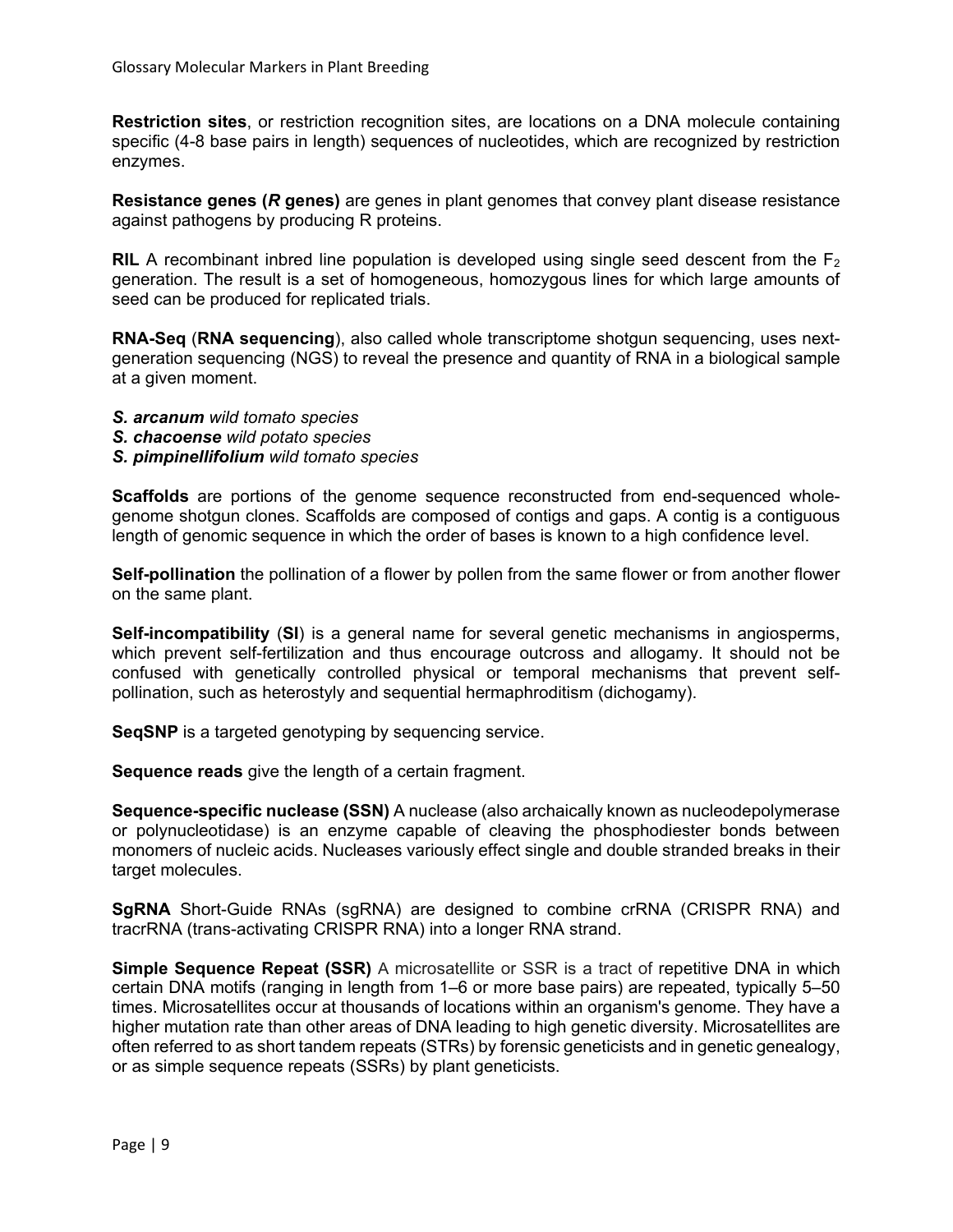**Restriction sites**, or restriction recognition sites, are locations on a DNA molecule containing specific (4-8 base pairs in length) sequences of nucleotides, which are recognized by restriction enzymes.

**Resistance genes (*R* genes)** are genes in plant genomes that convey plant disease resistance against pathogens by producing R proteins.

**RIL** A recombinant inbred line population is developed using single seed descent from the $F_2$ generation. The result is a set of homogeneous, homozygous lines for which large amounts of seed can be produced for replicated trials.

**RNA-Seq** (**RNA sequencing**), also called whole transcriptome shotgun sequencing, uses next-generation sequencing (NGS) to reveal the presence and quantity of RNA in a biological sample at a given moment.

***S. arcanum*** *wild tomato species*
***S. chacoense*** *wild potato species*
***S. pimpinellifolium*** *wild tomato species*

**Scaffolds** are portions of the genome sequence reconstructed from end-sequenced whole-genome shotgun clones. Scaffolds are composed of contigs and gaps. A contig is a contiguous length of genomic sequence in which the order of bases is known to a high confidence level.

**Self-pollination** the pollination of a flower by pollen from the same flower or from another flower on the same plant.

**Self-incompatibility** (**SI**) is a general name for several genetic mechanisms in angiosperms, which prevent self-fertilization and thus encourage outcross and allogamy. It should not be confused with genetically controlled physical or temporal mechanisms that prevent self-pollination, such as heterostyly and sequential hermaphroditism (dichogamy).

**SeqSNP** is a targeted genotyping by sequencing service.

**Sequence reads** give the length of a certain fragment.

**Sequence-specific nuclease (SSN)** A nuclease (also archaically known as nucleodepolymerase or polynucleotidase) is an enzyme capable of cleaving the phosphodiester bonds between monomers of nucleic acids. Nucleases variously effect single and double stranded breaks in their target molecules.

**SgRNA** Short-Guide RNAs (sgRNA) are designed to combine crRNA (CRISPR RNA) and tracrRNA (trans-activating CRISPR RNA) into a longer RNA strand.

**Simple Sequence Repeat (SSR)** A microsatellite or SSR is a tract of repetitive DNA in which certain DNA motifs (ranging in length from 1–6 or more base pairs) are repeated, typically 5–50 times. Microsatellites occur at thousands of locations within an organism's genome. They have a higher mutation rate than other areas of DNA leading to high genetic diversity. Microsatellites are often referred to as short tandem repeats (STRs) by forensic geneticists and in genetic genealogy, or as simple sequence repeats (SSRs) by plant geneticists.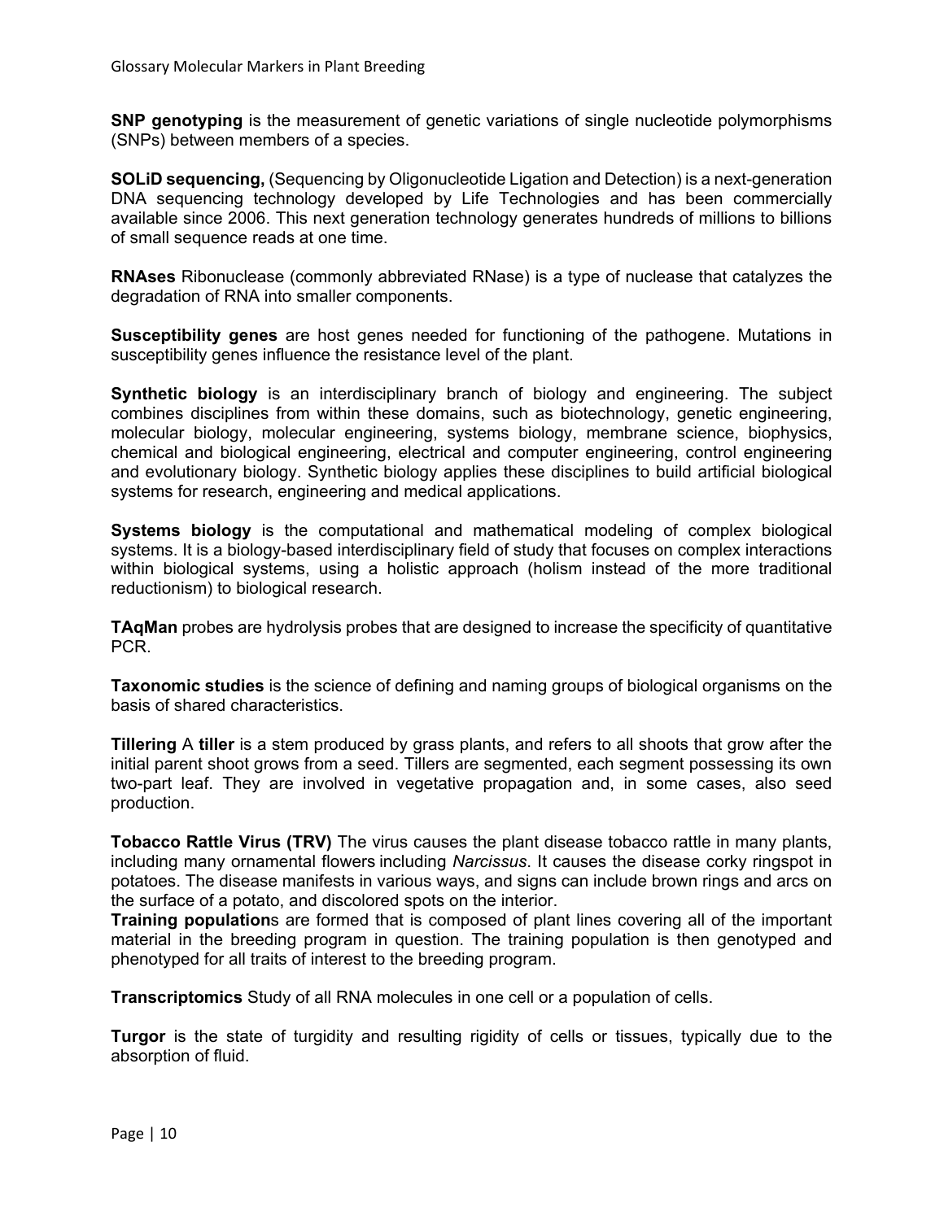**SNP genotyping** is the measurement of genetic variations of single nucleotide polymorphisms (SNPs) between members of a species.

**SOLiD sequencing,** (Sequencing by Oligonucleotide Ligation and Detection) is a next-generation DNA sequencing technology developed by Life Technologies and has been commercially available since 2006. This next generation technology generates hundreds of millions to billions of small sequence reads at one time.

**RNAses** Ribonuclease (commonly abbreviated RNase) is a type of nuclease that catalyzes the degradation of RNA into smaller components.

**Susceptibility genes** are host genes needed for functioning of the pathogene. Mutations in susceptibility genes influence the resistance level of the plant.

**Synthetic biology** is an interdisciplinary branch of biology and engineering. The subject combines disciplines from within these domains, such as biotechnology, genetic engineering, molecular biology, molecular engineering, systems biology, membrane science, biophysics, chemical and biological engineering, electrical and computer engineering, control engineering and evolutionary biology. Synthetic biology applies these disciplines to build artificial biological systems for research, engineering and medical applications.

**Systems biology** is the computational and mathematical modeling of complex biological systems. It is a biology-based interdisciplinary field of study that focuses on complex interactions within biological systems, using a holistic approach (holism instead of the more traditional reductionism) to biological research.

**TAqMan** probes are hydrolysis probes that are designed to increase the specificity of quantitative PCR.

**Taxonomic studies** is the science of defining and naming groups of biological organisms on the basis of shared characteristics.

**Tillering** A **tiller** is a stem produced by grass plants, and refers to all shoots that grow after the initial parent shoot grows from a seed. Tillers are segmented, each segment possessing its own two-part leaf. They are involved in vegetative propagation and, in some cases, also seed production.

**Tobacco Rattle Virus (TRV)** The virus causes the plant disease tobacco rattle in many plants, including many ornamental flowers including *Narcissus*. It causes the disease corky ringspot in potatoes. The disease manifests in various ways, and signs can include brown rings and arcs on the surface of a potato, and discolored spots on the interior.

**Training population**s are formed that is composed of plant lines covering all of the important material in the breeding program in question. The training population is then genotyped and phenotyped for all traits of interest to the breeding program.

**Transcriptomics** Study of all RNA molecules in one cell or a population of cells.

**Turgor** is the state of turgidity and resulting rigidity of cells or tissues, typically due to the absorption of fluid.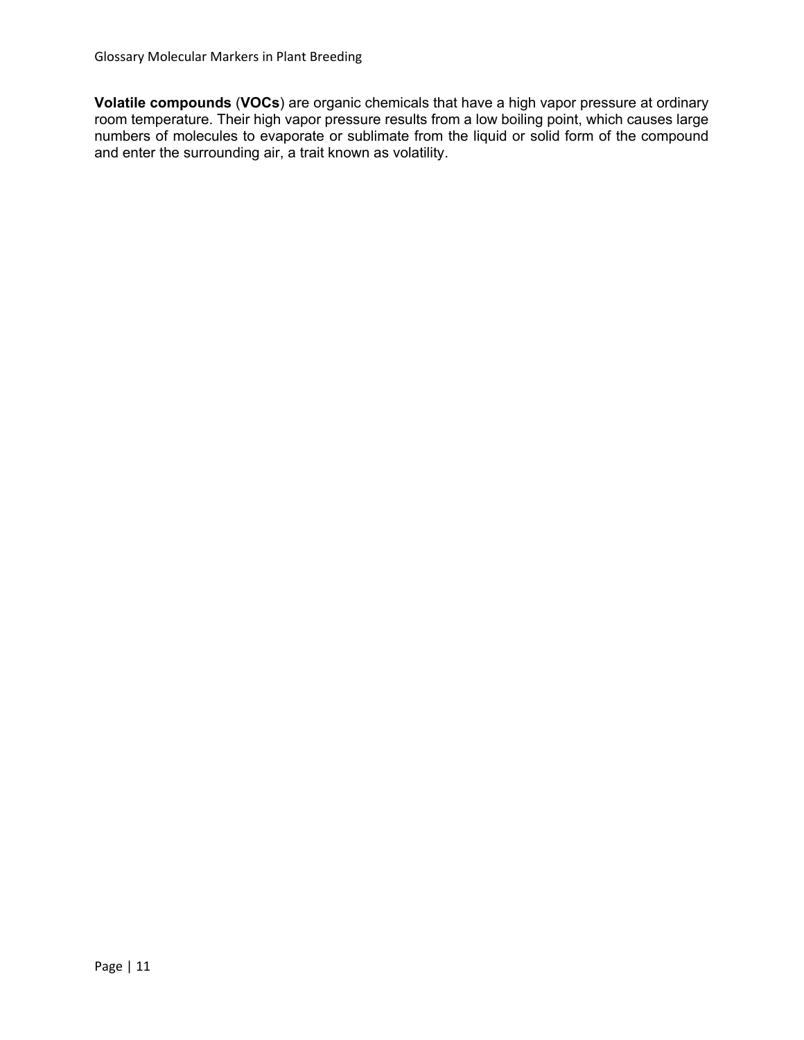**Volatile compounds** (**VOCs**) are organic chemicals that have a high vapor pressure at ordinary room temperature. Their high vapor pressure results from a low boiling point, which causes large numbers of molecules to evaporate or sublimate from the liquid or solid form of the compound and enter the surrounding air, a trait known as volatility.